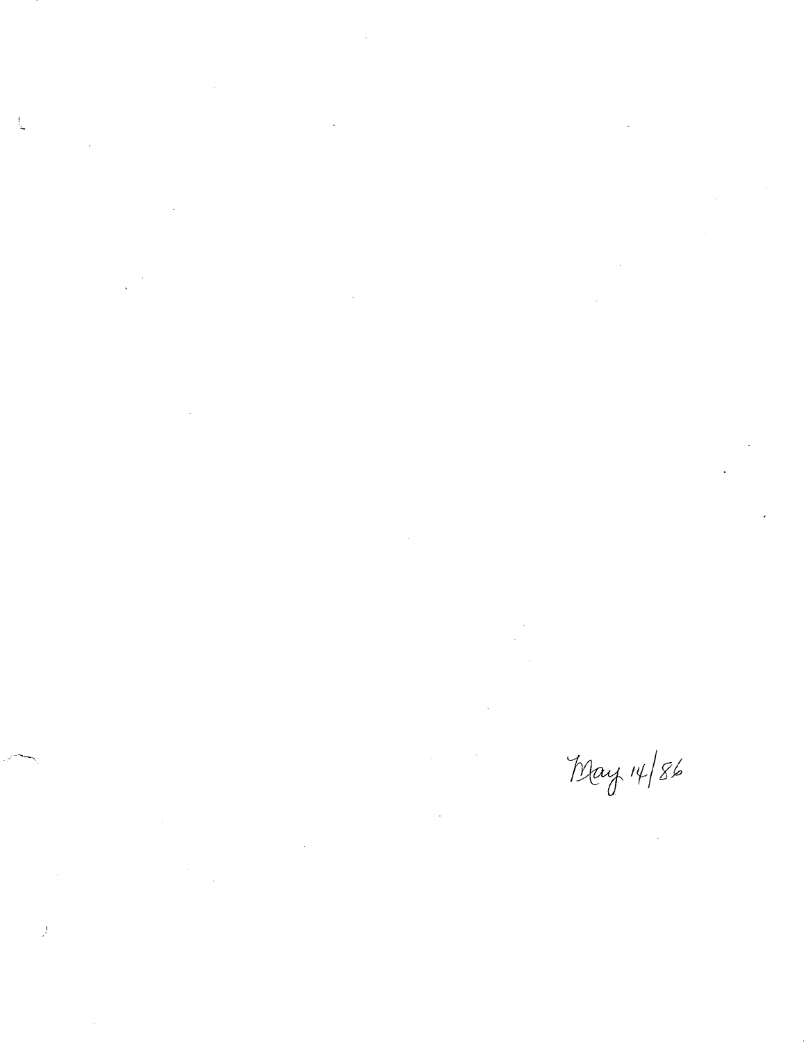May 14/86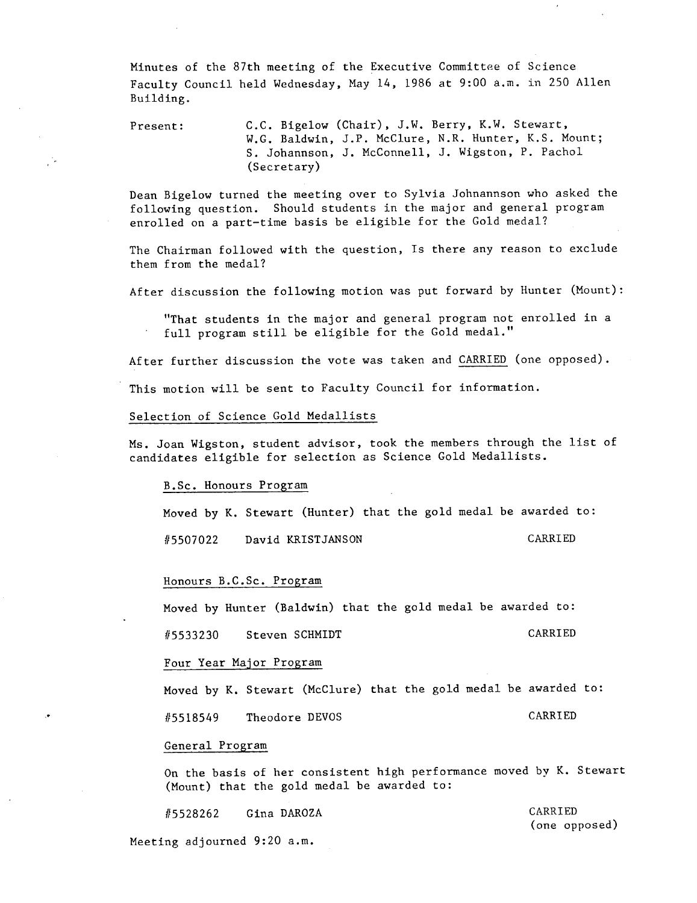Minutes of the 87th meeting of the Executive Committee of Science Faculty Council held Wednesday, May 14, 1986 at 9:00 a.m. in 250 Allen Building.

Present: C.C. Bigelow (Chair), J.W. Berry, K.W. Stewart, W.G. Baldwin, J.P. McClure, N.R. Hunter, K.S. Mount; S. Johannson, J. McConnell, J. Wigston, P. Pachol (Secretary)

Dean Bigelow turned the meeting over to Sylvia Johnannson who asked the following question. Should students in the major and general program enrolled on a part-time basis be eligible for the Gold medal?

The Chairman followed with the question, Is there any reason to exclude them from the medal?

After discussion the following motion was put forward by Hunter (Mount):

> "That students in the major and general program not enrolled in a full program still be eligible for the Gold medal."

After further discussion the vote was taken and CARRIED (one opposed).

This motion will be sent to Faculty Council for information.

## Selection of Science Gold Medallists

Ms. Joan Wigston, student advisor, took the members through the list of candidates eligible for selection as Science Gold Medallists.

### B.Sc. Honours Program

Moved by K. Stewart (Hunter) that the gold medal be awarded to:

#5507022 David KRISTJANSON — CARRIED

### Honours B.C.Sc. Program

Moved by Hunter (Baldwin) that the gold medal be awarded to:

#5533230 Steven SCHMIDT — CARRIED

### Four Year Major Program

Moved by K. Stewart (McClure) that the gold medal be awarded to:

#5518549 Theodore DEVOS — CARRIED

### General Program

On the basis of her consistent high performance moved by K. Stewart (Mount) that the gold medal be awarded to:

#5528262 Gina DAROZA — CARRIED (one opposed)

Meeting adjourned 9:20 a.m.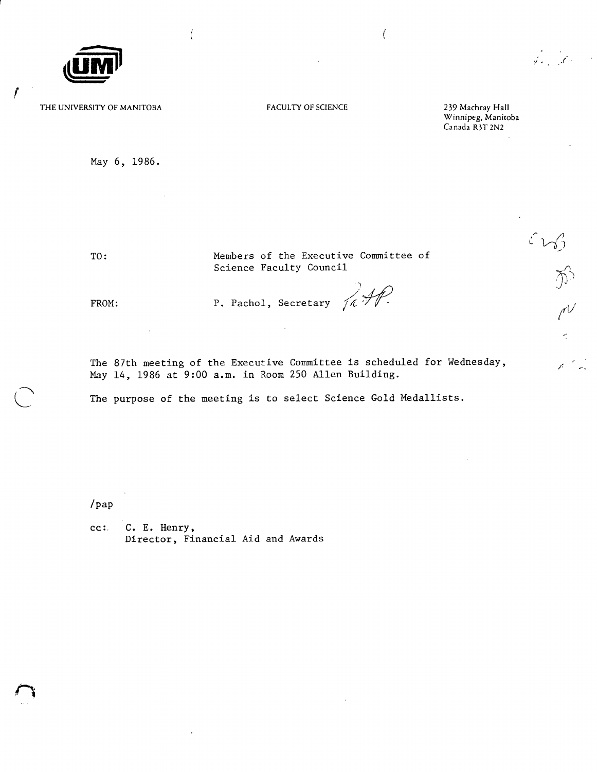THE UNIVERSITY OF MANITOBA

FACULTY OF SCIENCE

239 Machray Hall
Winnipeg, Manitoba
Canada R3T 2N2

May 6, 1986.

TO: Members of the Executive Committee of Science Faculty Council

FROM: P. Pachol, Secretary

The 87th meeting of the Executive Committee is scheduled for Wednesday, May 14, 1986 at 9:00 a.m. in Room 250 Allen Building.

The purpose of the meeting is to select Science Gold Medallists.

/pap

cc: C. E. Henry,
Director, Financial Aid and Awards